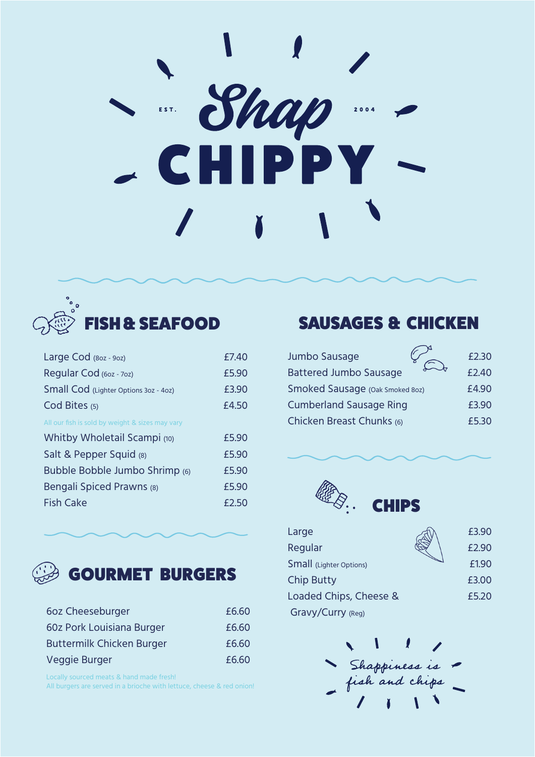# Shap CHIPPY

EST. 2004

## FISH & SEAFOOD

| Item | Price |
|---|---|
| Large Cod (8oz - 9oz) | £7.40 |
| Regular Cod (6oz - 7oz) | £5.90 |
| Small Cod (Lighter Options 3oz - 4oz) | £3.90 |
| Cod Bites (5) | £4.50 |

All our fish is sold by weight & sizes may vary

| Item | Price |
|---|---|
| Whitby Wholetail Scampi (10) | £5.90 |
| Salt & Pepper Squid (8) | £5.90 |
| Bubble Bobble Jumbo Shrimp (6) | £5.90 |
| Bengali Spiced Prawns (8) | £5.90 |
| Fish Cake | £2.50 |

## GOURMET BURGERS

| Item | Price |
|---|---|
| 6oz Cheeseburger | £6.60 |
| 60z Pork Louisiana Burger | £6.60 |
| Buttermilk Chicken Burger | £6.60 |
| Veggie Burger | £6.60 |

Locally sourced meats & hand made fresh!
All burgers are served in a brioche with lettuce, cheese & red onion!

## SAUSAGES & CHICKEN

| Item | Price |
|---|---|
| Jumbo Sausage | £2.30 |
| Battered Jumbo Sausage | £2.40 |
| Smoked Sausage (Oak Smoked 8oz) | £4.90 |
| Cumberland Sausage Ring | £3.90 |
| Chicken Breast Chunks (6) | £5.30 |

## CHIPS

| Item | Price |
|---|---|
| Large | £3.90 |
| Regular | £2.90 |
| Small (Lighter Options) | £1.90 |
| Chip Butty | £3.00 |
| Loaded Chips, Cheese & Gravy/Curry (Reg) | £5.20 |

*Shappiness is fish and chips*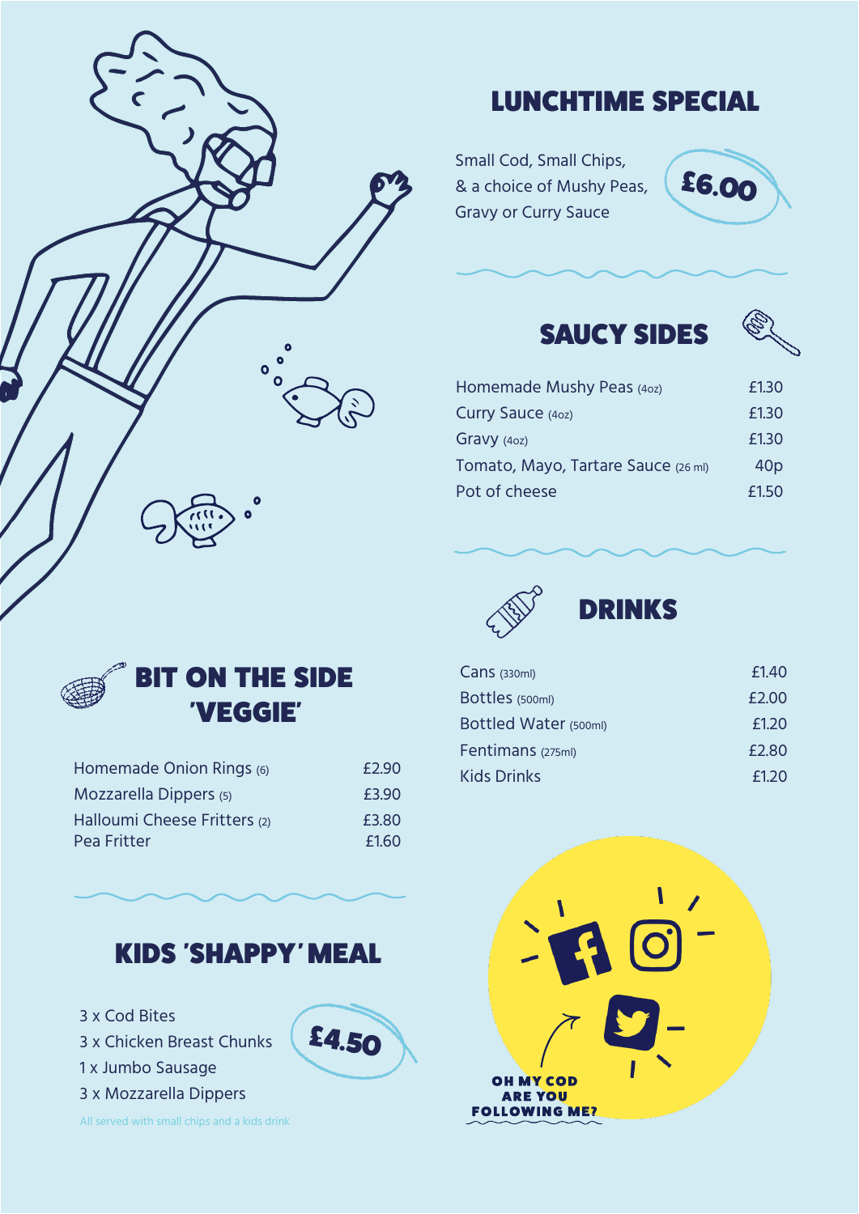## LUNCHTIME SPECIAL

Small Cod, Small Chips, & a choice of Mushy Peas, Gravy or Curry Sauce

£6.00

## SAUCY SIDES

| | |
|---|---|
| Homemade Mushy Peas (4oz) | £1.30 |
| Curry Sauce (4oz) | £1.30 |
| Gravy (4oz) | £1.30 |
| Tomato, Mayo, Tartare Sauce (26 ml) | 40p |
| Pot of cheese | £1.50 |

## DRINKS

| | |
|---|---|
| Cans (330ml) | £1.40 |
| Bottles (500ml) | £2.00 |
| Bottled Water (500ml) | £1.20 |
| Fentimans (275ml) | £2.80 |
| Kids Drinks | £1.20 |

## BIT ON THE SIDE 'VEGGIE'

| | |
|---|---|
| Homemade Onion Rings (6) | £2.90 |
| Mozzarella Dippers (5) | £3.90 |
| Halloumi Cheese Fritters (2) | £3.80 |
| Pea Fritter | £1.60 |

## KIDS 'SHAPPY' MEAL

3 x Cod Bites
3 x Chicken Breast Chunks
1 x Jumbo Sausage
3 x Mozzarella Dippers

£4.50

All served with small chips and a kids drink

OH MY COD ARE YOU FOLLOWING ME?